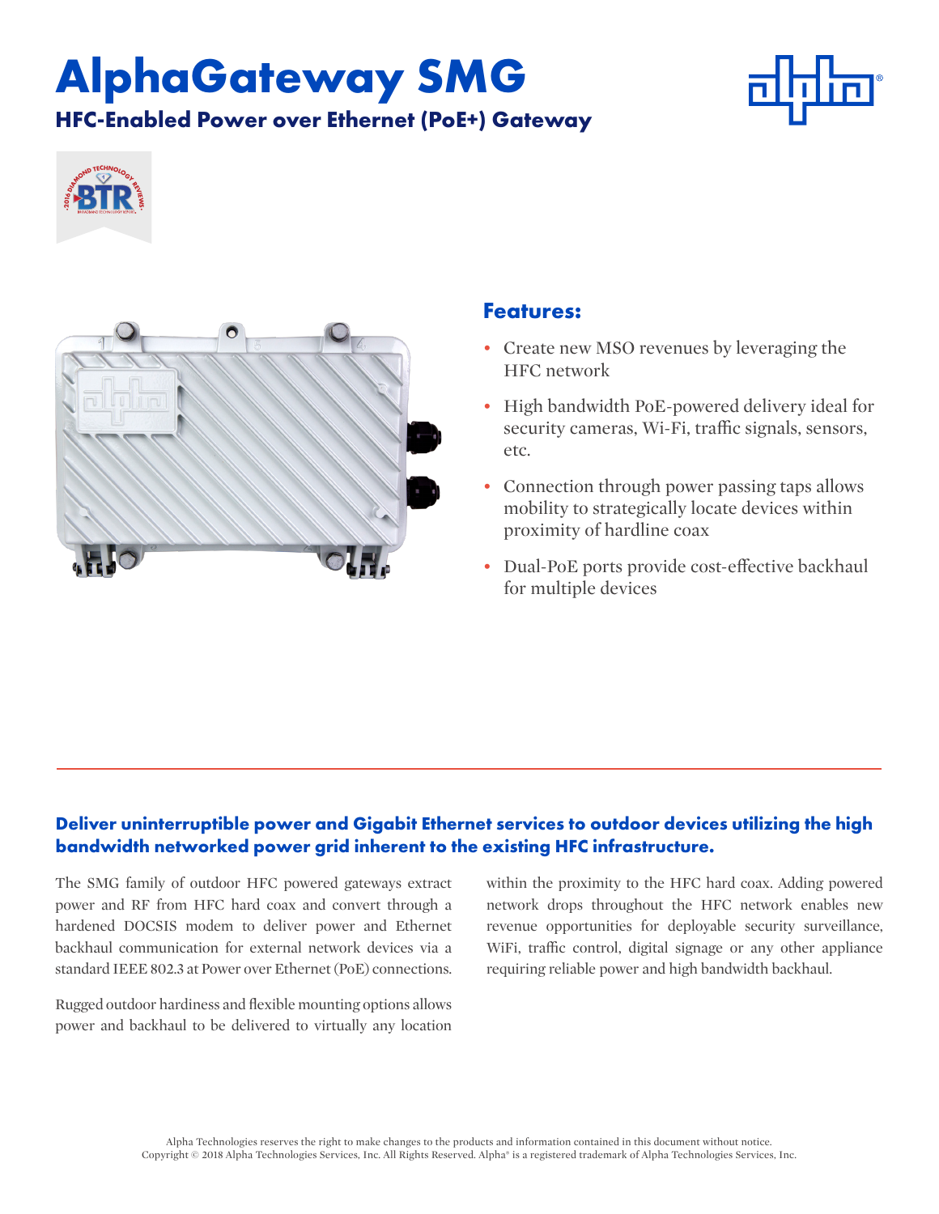# AlphaGateway SMG

## HFC-Enabled Power over Ethernet (PoE+) Gateway

## Features:

- Create new MSO revenues by leveraging the HFC network
- High bandwidth PoE-powered delivery ideal for security cameras, Wi-Fi, traffic signals, sensors, etc.
- Connection through power passing taps allows mobility to strategically locate devices within proximity of hardline coax
- Dual-PoE ports provide cost-effective backhaul for multiple devices

**Deliver uninterruptible power and Gigabit Ethernet services to outdoor devices utilizing the high bandwidth networked power grid inherent to the existing HFC infrastructure.**

The SMG family of outdoor HFC powered gateways extract power and RF from HFC hard coax and convert through a hardened DOCSIS modem to deliver power and Ethernet backhaul communication for external network devices via a standard IEEE 802.3 at Power over Ethernet (PoE) connections.

Rugged outdoor hardiness and flexible mounting options allows power and backhaul to be delivered to virtually any location within the proximity to the HFC hard coax. Adding powered network drops throughout the HFC network enables new revenue opportunities for deployable security surveillance, WiFi, traffic control, digital signage or any other appliance requiring reliable power and high bandwidth backhaul.

Alpha Technologies reserves the right to make changes to the products and information contained in this document without notice.
Copyright © 2018 Alpha Technologies Services, Inc. All Rights Reserved. Alpha® is a registered trademark of Alpha Technologies Services, Inc.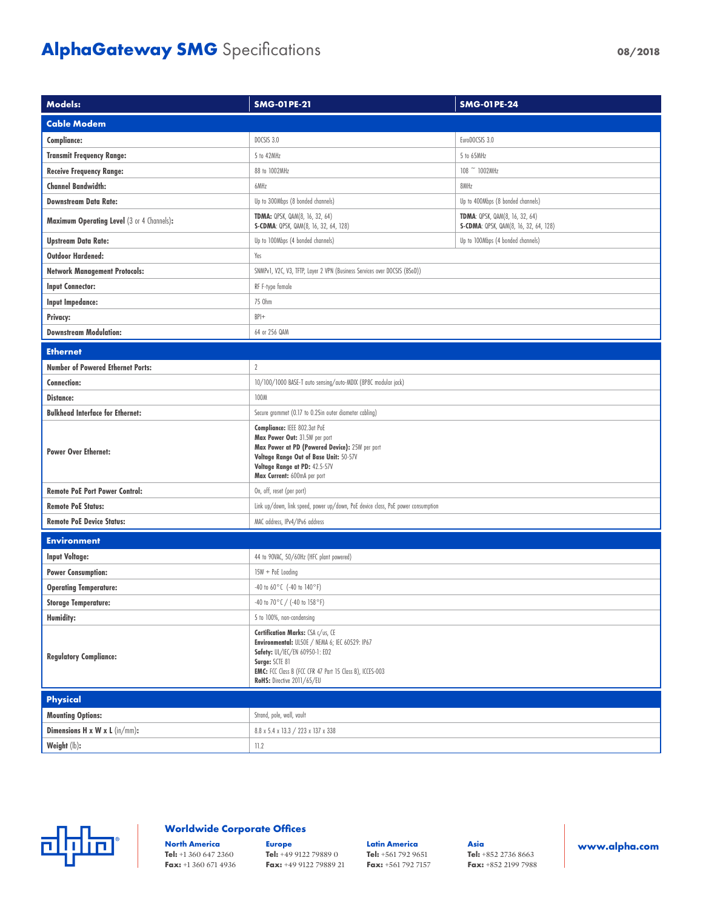# AlphaGateway SMG Specifications

08/2018

| Models: | SMG-01PE-21 | SMG-01PE-24 |
|---|---|---|
| **Cable Modem** | | |
| **Compliance:** | DOCSIS 3.0 | EuroDOCSIS 3.0 |
| **Transmit Frequency Range:** | 5 to 42MHz | 5 to 65MHz |
| **Receive Frequency Range:** | 88 to 1002MHz | 108 ~ 1002MHz |
| **Channel Bandwidth:** | 6MHz | 8MHz |
| **Downstream Data Rate:** | Up to 300Mbps (8 bonded channels) | Up to 400Mbps (8 bonded channels) |
| **Maximum Operating Level** (3 or 4 Channels)**:** | **TDMA:** QPSK, QAM(8, 16, 32, 64)<br>**S-CDMA**: QPSK, QAM(8, 16, 32, 64, 128) | **TDMA**: QPSK, QAM(8, 16, 32, 64)<br>**S-CDMA**: QPSK, QAM(8, 16, 32, 64, 128) |
| **Upstream Data Rate:** | Up to 100Mbps (4 bonded channels) | Up to 100Mbps (4 bonded channels) |
| **Outdoor Hardened:** | Yes | |
| **Network Management Protocols:** | SNMPv1, V2C, V3, TFTP, Layer 2 VPN (Business Services over DOCSIS (BSoD)) | |
| **Input Connector:** | RF F-type female | |
| **Input Impedance:** | 75 Ohm | |
| **Privacy:** | BPI+ | |
| **Downstream Modulation:** | 64 or 256 QAM | |
| **Ethernet** | | |
| **Number of Powered Ethernet Ports:** | 2 | |
| **Connection:** | 10/100/1000 BASE-T auto sensing/auto-MDIX (8P8C modular jack) | |
| **Distance:** | 100M | |
| **Bulkhead Interface for Ethernet:** | Secure grommet (0.17 to 0.25in outer diameter cabling) | |
| **Power Over Ethernet:** | **Compliance:** IEEE 802.3at PoE<br>**Max Power Out:** 31.5W per port<br>**Max Power at PD (Powered Device):** 25W per port<br>**Voltage Range Out of Base Unit:** 50-57V<br>**Voltage Range at PD:** 42.5-57V<br>**Max Current:** 600mA per port | |
| **Remote PoE Port Power Control:** | On, off, reset (per port) | |
| **Remote PoE Status:** | Link up/down, link speed, power up/down, PoE device class, PoE power consumption | |
| **Remote PoE Device Status:** | MAC address, IPv4/IPv6 address | |
| **Environment** | | |
| **Input Voltage:** | 44 to 90VAC, 50/60Hz (HFC plant powered) | |
| **Power Consumption:** | 15W + PoE Loading | |
| **Operating Temperature:** | -40 to 60°C (-40 to 140°F) | |
| **Storage Temperature:** | -40 to 70°C / (-40 to 158°F) | |
| **Humidity:** | 5 to 100%, non-condensing | |
| **Regulatory Compliance:** | **Certification Marks:** CSA c/us, CE<br>**Environmental:** UL50E / NEMA 6; IEC 60529: IP67<br>**Safety:** UL/IEC/EN 60950-1: ED2<br>**Surge:** SCTE 81<br>**EMC:** FCC Class B (FCC CFR 47 Part 15 Class B), ICCES-003<br>**RoHS:** Directive 2011/65/EU | |
| **Physical** | | |
| **Mounting Options:** | Strand, pole, wall, vault | |
| **Dimensions H x W x L** (in/mm)**:** | 8.8 x 5.4 x 13.3 / 223 x 137 x 338 | |
| **Weight** (lb)**:** | 11.2 | |

**Worldwide Corporate Offices**

**North America**
**Tel:** +1 360 647 2360
**Fax:** +1 360 671 4936

**Europe**
**Tel:** +49 9122 79889 0
**Fax:** +49 9122 79889 21

**Latin America**
**Tel:** +561 792 9651
**Fax:** +561 792 7157

**Asia**
**Tel:** +852 2736 8663
**Fax:** +852 2199 7988

**www.alpha.com**